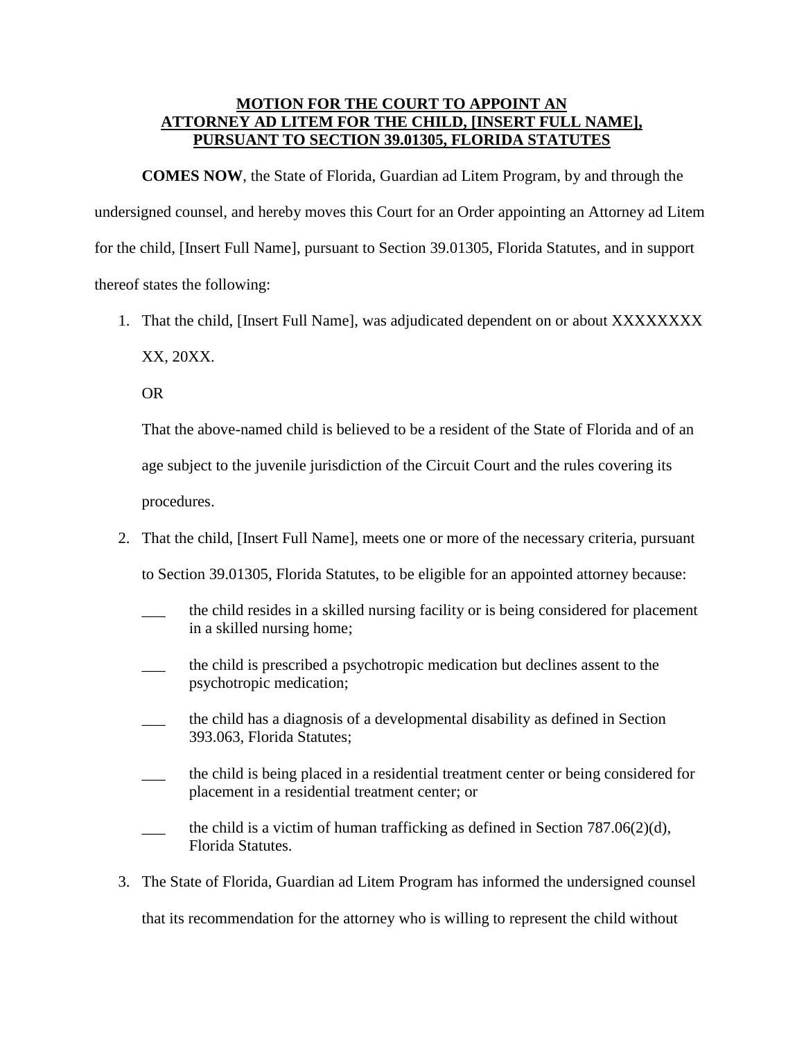**MOTION FOR THE COURT TO APPOINT AN ATTORNEY AD LITEM FOR THE CHILD, [INSERT FULL NAME], PURSUANT TO SECTION 39.01305, FLORIDA STATUTES**

**COMES NOW**, the State of Florida, Guardian ad Litem Program, by and through the undersigned counsel, and hereby moves this Court for an Order appointing an Attorney ad Litem for the child, [Insert Full Name], pursuant to Section 39.01305, Florida Statutes, and in support thereof states the following:

1. That the child, [Insert Full Name], was adjudicated dependent on or about XXXXXXXX XX, 20XX.

   OR

   That the above-named child is believed to be a resident of the State of Florida and of an age subject to the juvenile jurisdiction of the Circuit Court and the rules covering its procedures.

2. That the child, [Insert Full Name], meets one or more of the necessary criteria, pursuant to Section 39.01305, Florida Statutes, to be eligible for an appointed attorney because:

   ___ the child resides in a skilled nursing facility or is being considered for placement in a skilled nursing home;

   ___ the child is prescribed a psychotropic medication but declines assent to the psychotropic medication;

   ___ the child has a diagnosis of a developmental disability as defined in Section 393.063, Florida Statutes;

   ___ the child is being placed in a residential treatment center or being considered for placement in a residential treatment center; or

   ___ the child is a victim of human trafficking as defined in Section 787.06(2)(d), Florida Statutes.

3. The State of Florida, Guardian ad Litem Program has informed the undersigned counsel that its recommendation for the attorney who is willing to represent the child without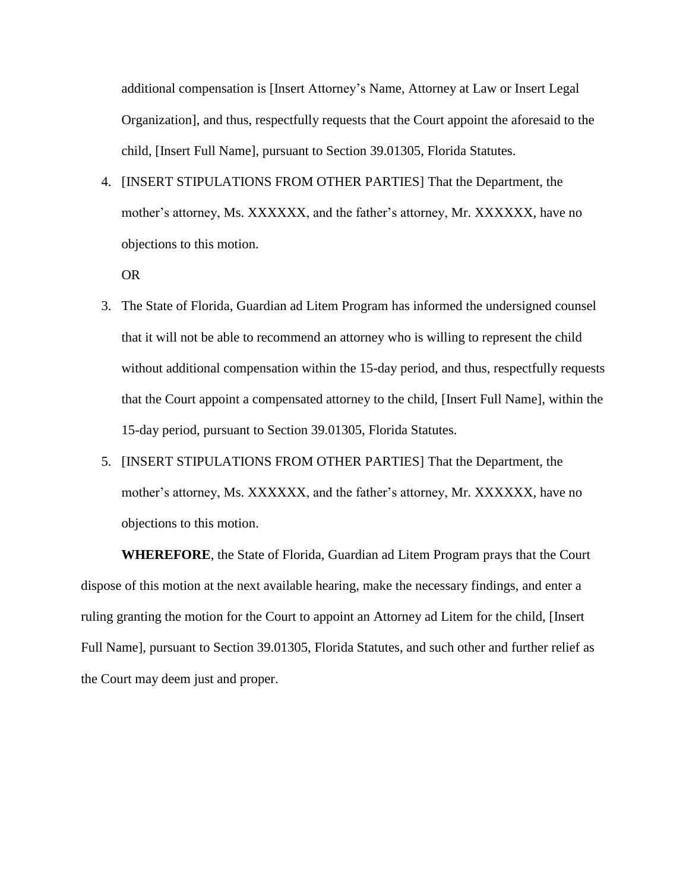additional compensation is [Insert Attorney's Name, Attorney at Law or Insert Legal Organization], and thus, respectfully requests that the Court appoint the aforesaid to the child, [Insert Full Name], pursuant to Section 39.01305, Florida Statutes.

4. [INSERT STIPULATIONS FROM OTHER PARTIES] That the Department, the mother's attorney, Ms. XXXXXX, and the father's attorney, Mr. XXXXXX, have no objections to this motion.

   OR

3. The State of Florida, Guardian ad Litem Program has informed the undersigned counsel that it will not be able to recommend an attorney who is willing to represent the child without additional compensation within the 15-day period, and thus, respectfully requests that the Court appoint a compensated attorney to the child, [Insert Full Name], within the 15-day period, pursuant to Section 39.01305, Florida Statutes.

5. [INSERT STIPULATIONS FROM OTHER PARTIES] That the Department, the mother's attorney, Ms. XXXXXX, and the father's attorney, Mr. XXXXXX, have no objections to this motion.

**WHEREFORE**, the State of Florida, Guardian ad Litem Program prays that the Court dispose of this motion at the next available hearing, make the necessary findings, and enter a ruling granting the motion for the Court to appoint an Attorney ad Litem for the child, [Insert Full Name], pursuant to Section 39.01305, Florida Statutes, and such other and further relief as the Court may deem just and proper.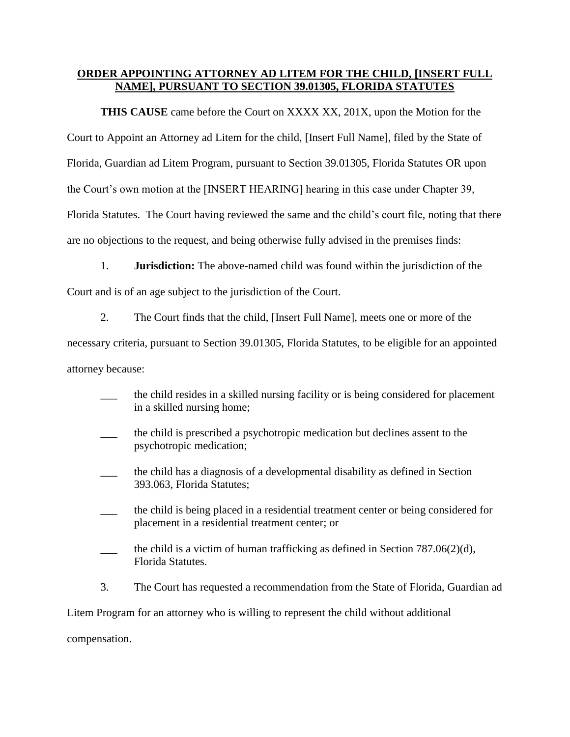**ORDER APPOINTING ATTORNEY AD LITEM FOR THE CHILD, [INSERT FULL NAME], PURSUANT TO SECTION 39.01305, FLORIDA STATUTES**

**THIS CAUSE** came before the Court on XXXX XX, 201X, upon the Motion for the Court to Appoint an Attorney ad Litem for the child, [Insert Full Name], filed by the State of Florida, Guardian ad Litem Program, pursuant to Section 39.01305, Florida Statutes OR upon the Court's own motion at the [INSERT HEARING] hearing in this case under Chapter 39, Florida Statutes. The Court having reviewed the same and the child's court file, noting that there are no objections to the request, and being otherwise fully advised in the premises finds:

1. **Jurisdiction:** The above-named child was found within the jurisdiction of the Court and is of an age subject to the jurisdiction of the Court.

2. The Court finds that the child, [Insert Full Name], meets one or more of the necessary criteria, pursuant to Section 39.01305, Florida Statutes, to be eligible for an appointed attorney because:

   ___ the child resides in a skilled nursing facility or is being considered for placement in a skilled nursing home;

   ___ the child is prescribed a psychotropic medication but declines assent to the psychotropic medication;

   ___ the child has a diagnosis of a developmental disability as defined in Section 393.063, Florida Statutes;

   ___ the child is being placed in a residential treatment center or being considered for placement in a residential treatment center; or

   ___ the child is a victim of human trafficking as defined in Section 787.06(2)(d), Florida Statutes.

3. The Court has requested a recommendation from the State of Florida, Guardian ad Litem Program for an attorney who is willing to represent the child without additional compensation.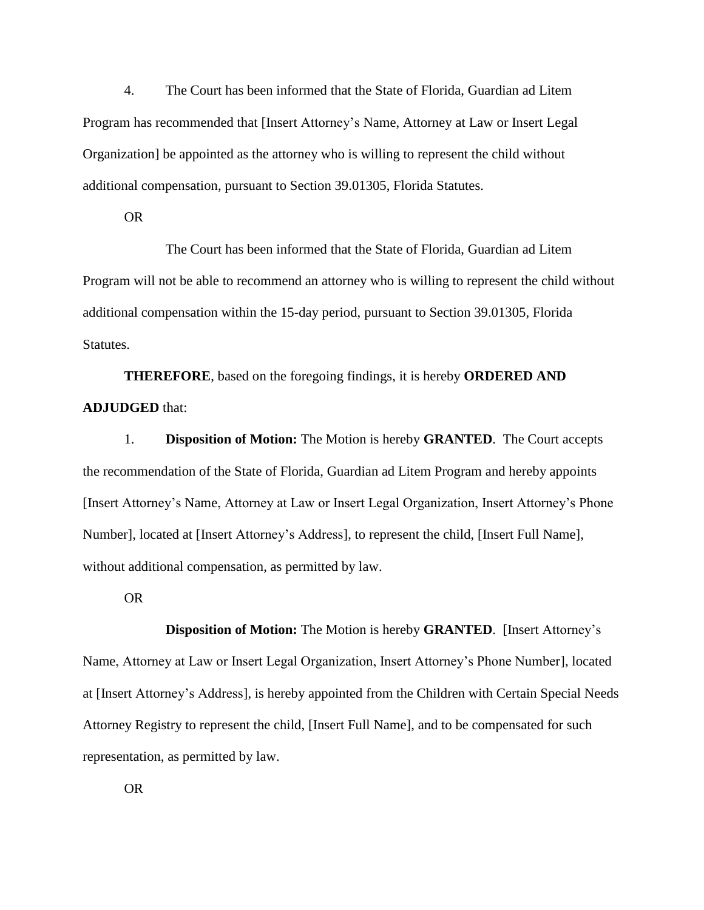4. The Court has been informed that the State of Florida, Guardian ad Litem Program has recommended that [Insert Attorney's Name, Attorney at Law or Insert Legal Organization] be appointed as the attorney who is willing to represent the child without additional compensation, pursuant to Section 39.01305, Florida Statutes.

OR

The Court has been informed that the State of Florida, Guardian ad Litem Program will not be able to recommend an attorney who is willing to represent the child without additional compensation within the 15-day period, pursuant to Section 39.01305, Florida Statutes.

**THEREFORE**, based on the foregoing findings, it is hereby **ORDERED AND ADJUDGED** that:

1. **Disposition of Motion:** The Motion is hereby **GRANTED**. The Court accepts the recommendation of the State of Florida, Guardian ad Litem Program and hereby appoints [Insert Attorney's Name, Attorney at Law or Insert Legal Organization, Insert Attorney's Phone Number], located at [Insert Attorney's Address], to represent the child, [Insert Full Name], without additional compensation, as permitted by law.

OR

**Disposition of Motion:** The Motion is hereby **GRANTED**. [Insert Attorney's Name, Attorney at Law or Insert Legal Organization, Insert Attorney's Phone Number], located at [Insert Attorney's Address], is hereby appointed from the Children with Certain Special Needs Attorney Registry to represent the child, [Insert Full Name], and to be compensated for such representation, as permitted by law.

OR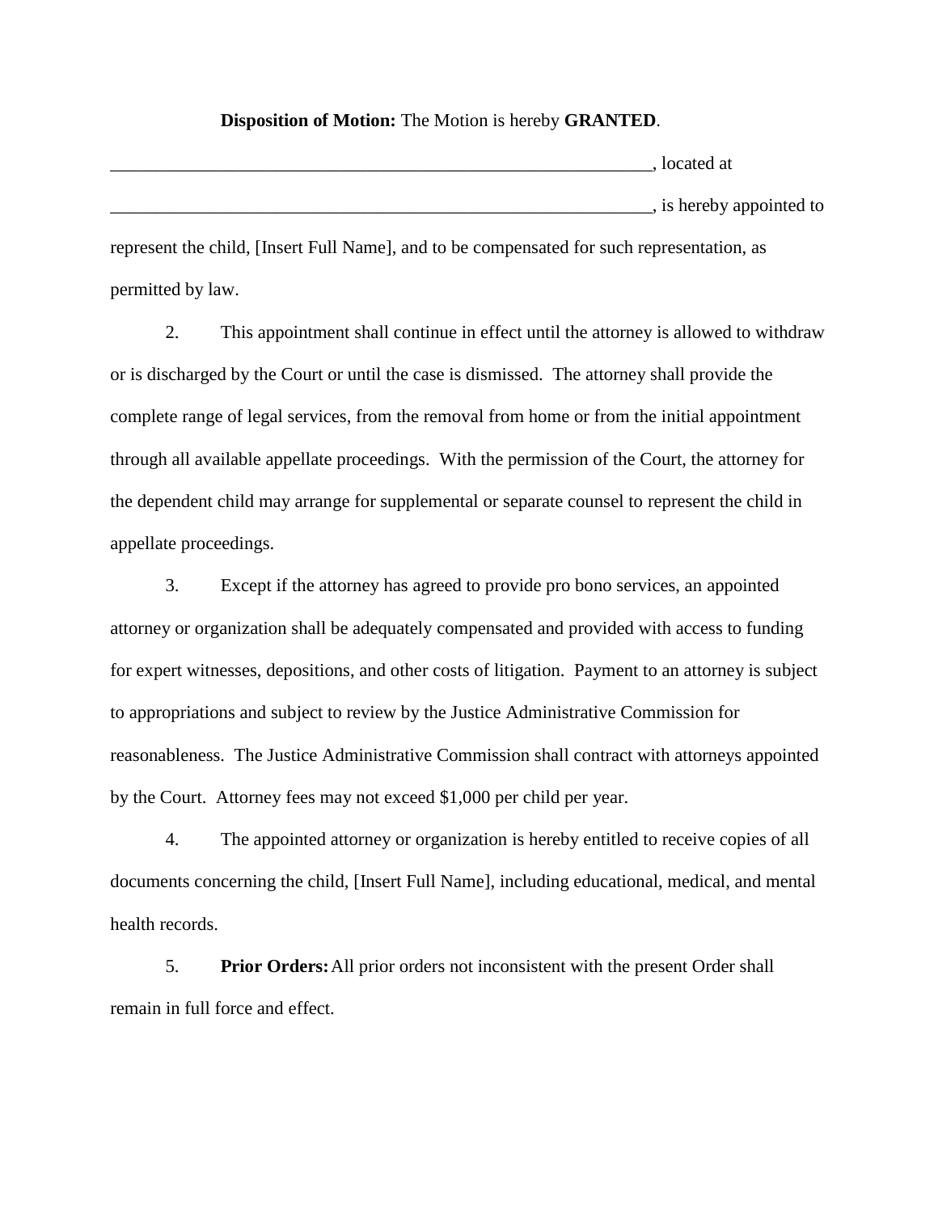**Disposition of Motion:** The Motion is hereby **GRANTED**.

_______________________________________________________________, located at

_______________________________________________________________, is hereby appointed to represent the child, [Insert Full Name], and to be compensated for such representation, as permitted by law.

2. This appointment shall continue in effect until the attorney is allowed to withdraw or is discharged by the Court or until the case is dismissed. The attorney shall provide the complete range of legal services, from the removal from home or from the initial appointment through all available appellate proceedings. With the permission of the Court, the attorney for the dependent child may arrange for supplemental or separate counsel to represent the child in appellate proceedings.

3. Except if the attorney has agreed to provide pro bono services, an appointed attorney or organization shall be adequately compensated and provided with access to funding for expert witnesses, depositions, and other costs of litigation. Payment to an attorney is subject to appropriations and subject to review by the Justice Administrative Commission for reasonableness. The Justice Administrative Commission shall contract with attorneys appointed by the Court. Attorney fees may not exceed $1,000 per child per year.

4. The appointed attorney or organization is hereby entitled to receive copies of all documents concerning the child, [Insert Full Name], including educational, medical, and mental health records.

5. **Prior Orders:** All prior orders not inconsistent with the present Order shall remain in full force and effect.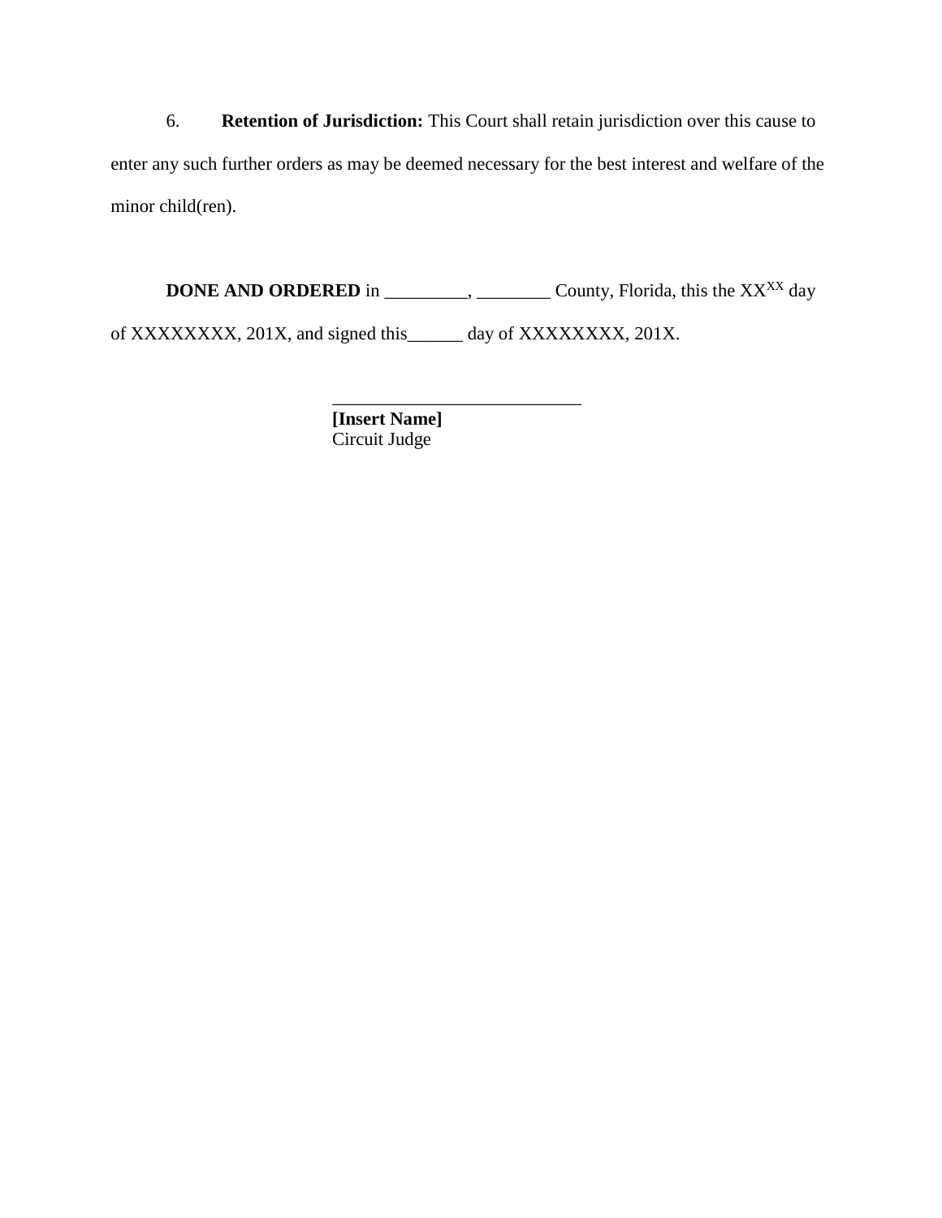6. **Retention of Jurisdiction:** This Court shall retain jurisdiction over this cause to enter any such further orders as may be deemed necessary for the best interest and welfare of the minor child(ren).

**DONE AND ORDERED** in _________, ________ County, Florida, this the $XX^{XX}$ day of XXXXXXXX, 201X, and signed this______ day of XXXXXXXX, 201X.

___________________________
**[Insert Name]**
Circuit Judge